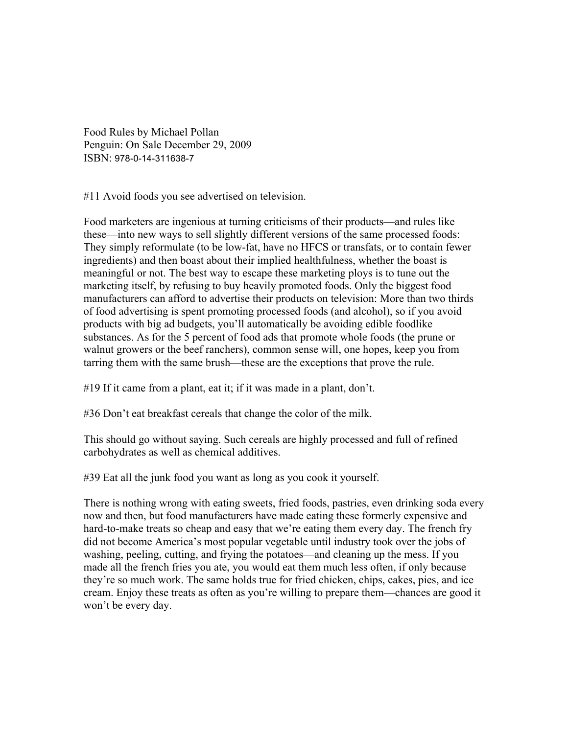Food Rules by Michael Pollan
Penguin: On Sale December 29, 2009
ISBN: 978-0-14-311638-7

#11 Avoid foods you see advertised on television.

Food marketers are ingenious at turning criticisms of their products—and rules like these—into new ways to sell slightly different versions of the same processed foods: They simply reformulate (to be low-fat, have no HFCS or transfats, or to contain fewer ingredients) and then boast about their implied healthfulness, whether the boast is meaningful or not. The best way to escape these marketing ploys is to tune out the marketing itself, by refusing to buy heavily promoted foods. Only the biggest food manufacturers can afford to advertise their products on television: More than two thirds of food advertising is spent promoting processed foods (and alcohol), so if you avoid products with big ad budgets, you'll automatically be avoiding edible foodlike substances. As for the 5 percent of food ads that promote whole foods (the prune or walnut growers or the beef ranchers), common sense will, one hopes, keep you from tarring them with the same brush—these are the exceptions that prove the rule.

#19 If it came from a plant, eat it; if it was made in a plant, don't.

#36 Don't eat breakfast cereals that change the color of the milk.

This should go without saying. Such cereals are highly processed and full of refined carbohydrates as well as chemical additives.

#39 Eat all the junk food you want as long as you cook it yourself.

There is nothing wrong with eating sweets, fried foods, pastries, even drinking soda every now and then, but food manufacturers have made eating these formerly expensive and hard-to-make treats so cheap and easy that we're eating them every day. The french fry did not become America's most popular vegetable until industry took over the jobs of washing, peeling, cutting, and frying the potatoes—and cleaning up the mess. If you made all the french fries you ate, you would eat them much less often, if only because they're so much work. The same holds true for fried chicken, chips, cakes, pies, and ice cream. Enjoy these treats as often as you're willing to prepare them—chances are good it won't be every day.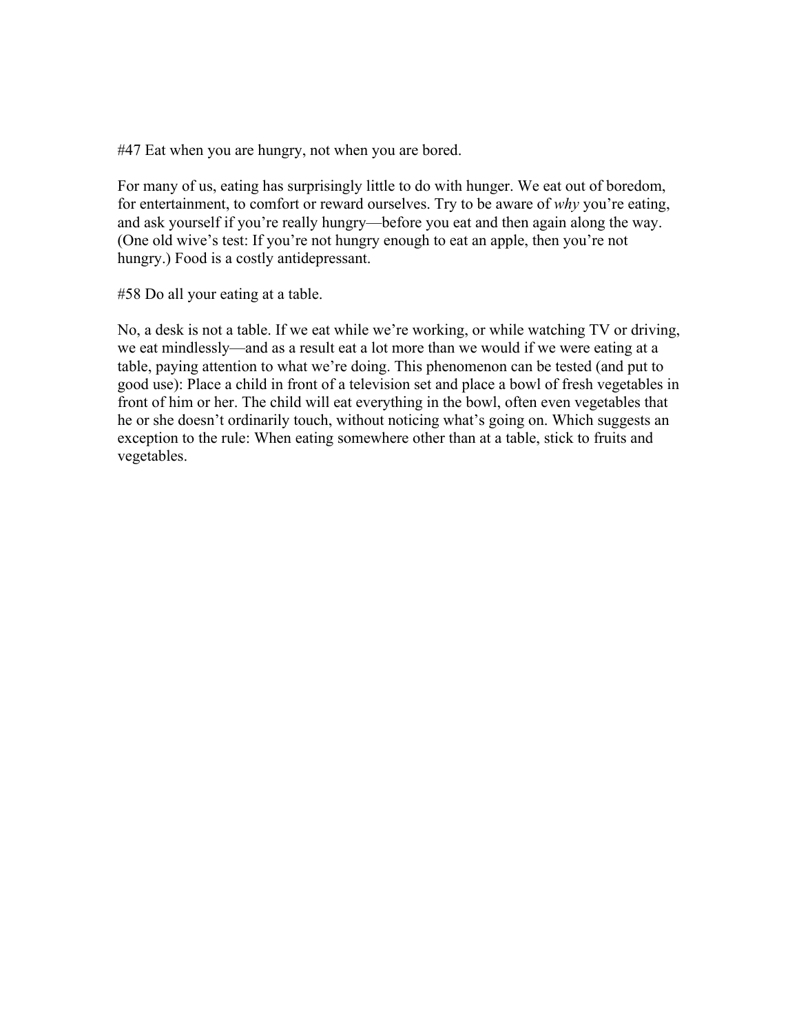#47 Eat when you are hungry, not when you are bored.

For many of us, eating has surprisingly little to do with hunger. We eat out of boredom, for entertainment, to comfort or reward ourselves. Try to be aware of *why* you're eating, and ask yourself if you're really hungry—before you eat and then again along the way. (One old wive's test: If you're not hungry enough to eat an apple, then you're not hungry.) Food is a costly antidepressant.

#58 Do all your eating at a table.

No, a desk is not a table. If we eat while we're working, or while watching TV or driving, we eat mindlessly—and as a result eat a lot more than we would if we were eating at a table, paying attention to what we're doing. This phenomenon can be tested (and put to good use): Place a child in front of a television set and place a bowl of fresh vegetables in front of him or her. The child will eat everything in the bowl, often even vegetables that he or she doesn't ordinarily touch, without noticing what's going on. Which suggests an exception to the rule: When eating somewhere other than at a table, stick to fruits and vegetables.